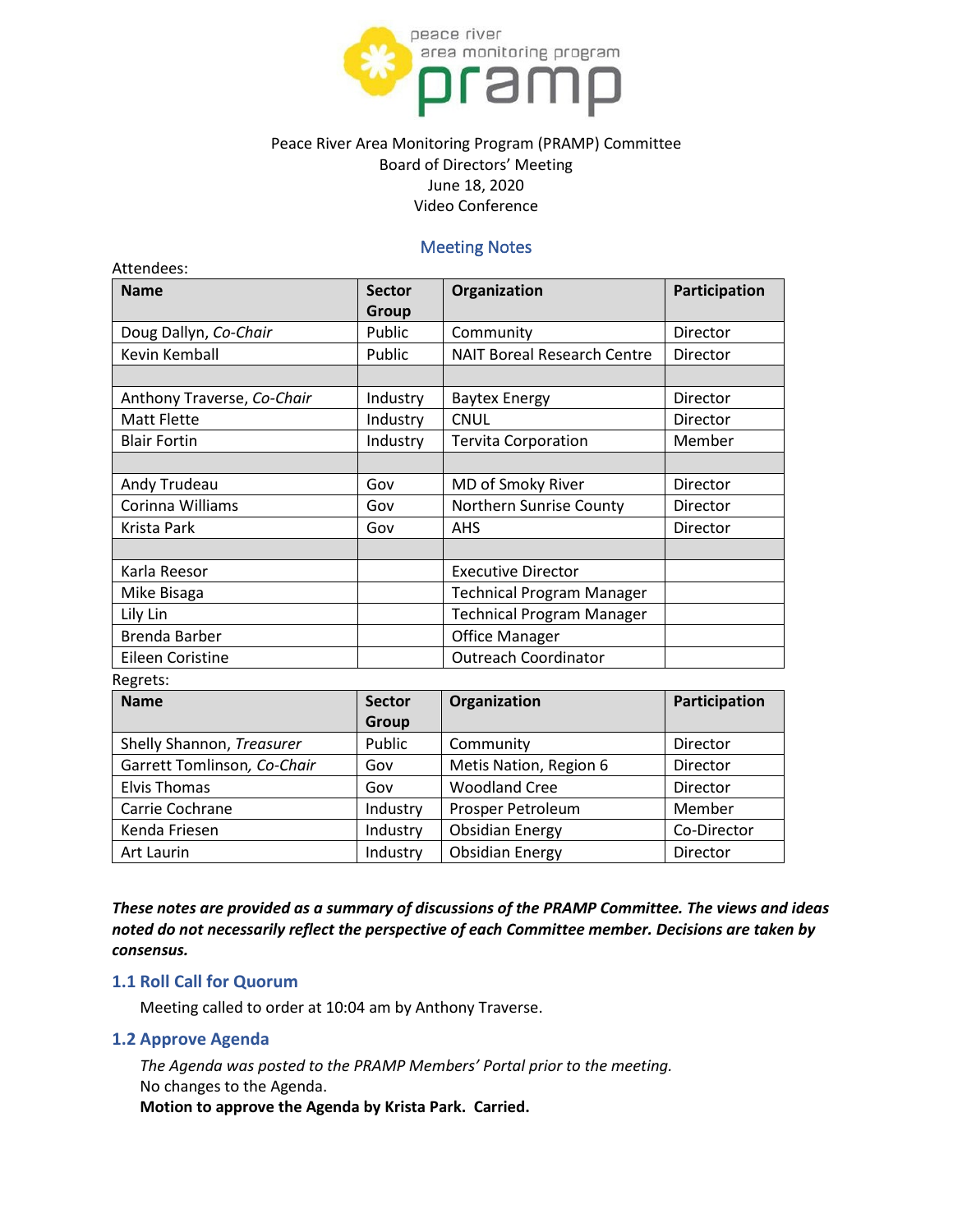peace river area monitoring program

pramp

Peace River Area Monitoring Program (PRAMP) Committee
Board of Directors' Meeting
June 18, 2020
Video Conference

## Meeting Notes

Attendees:

| Name | Sector Group | Organization | Participation |
|---|---|---|---|
| Doug Dallyn, *Co-Chair* | Public | Community | Director |
| Kevin Kemball | Public | NAIT Boreal Research Centre | Director |
| | | | |
| Anthony Traverse, *Co-Chair* | Industry | Baytex Energy | Director |
| Matt Flette | Industry | CNUL | Director |
| Blair Fortin | Industry | Tervita Corporation | Member |
| | | | |
| Andy Trudeau | Gov | MD of Smoky River | Director |
| Corinna Williams | Gov | Northern Sunrise County | Director |
| Krista Park | Gov | AHS | Director |
| | | | |
| Karla Reesor | | Executive Director | |
| Mike Bisaga | | Technical Program Manager | |
| Lily Lin | | Technical Program Manager | |
| Brenda Barber | | Office Manager | |
| Eileen Coristine | | Outreach Coordinator | |

Regrets:

| Name | Sector Group | Organization | Participation |
|---|---|---|---|
| Shelly Shannon, *Treasurer* | Public | Community | Director |
| Garrett Tomlinson, *Co-Chair* | Gov | Metis Nation, Region 6 | Director |
| Elvis Thomas | Gov | Woodland Cree | Director |
| Carrie Cochrane | Industry | Prosper Petroleum | Member |
| Kenda Friesen | Industry | Obsidian Energy | Co-Director |
| Art Laurin | Industry | Obsidian Energy | Director |

***These notes are provided as a summary of discussions of the PRAMP Committee. The views and ideas noted do not necessarily reflect the perspective of each Committee member. Decisions are taken by consensus.***

### 1.1 Roll Call for Quorum

Meeting called to order at 10:04 am by Anthony Traverse.

### 1.2 Approve Agenda

*The Agenda was posted to the PRAMP Members' Portal prior to the meeting.*
No changes to the Agenda.
**Motion to approve the Agenda by Krista Park. Carried.**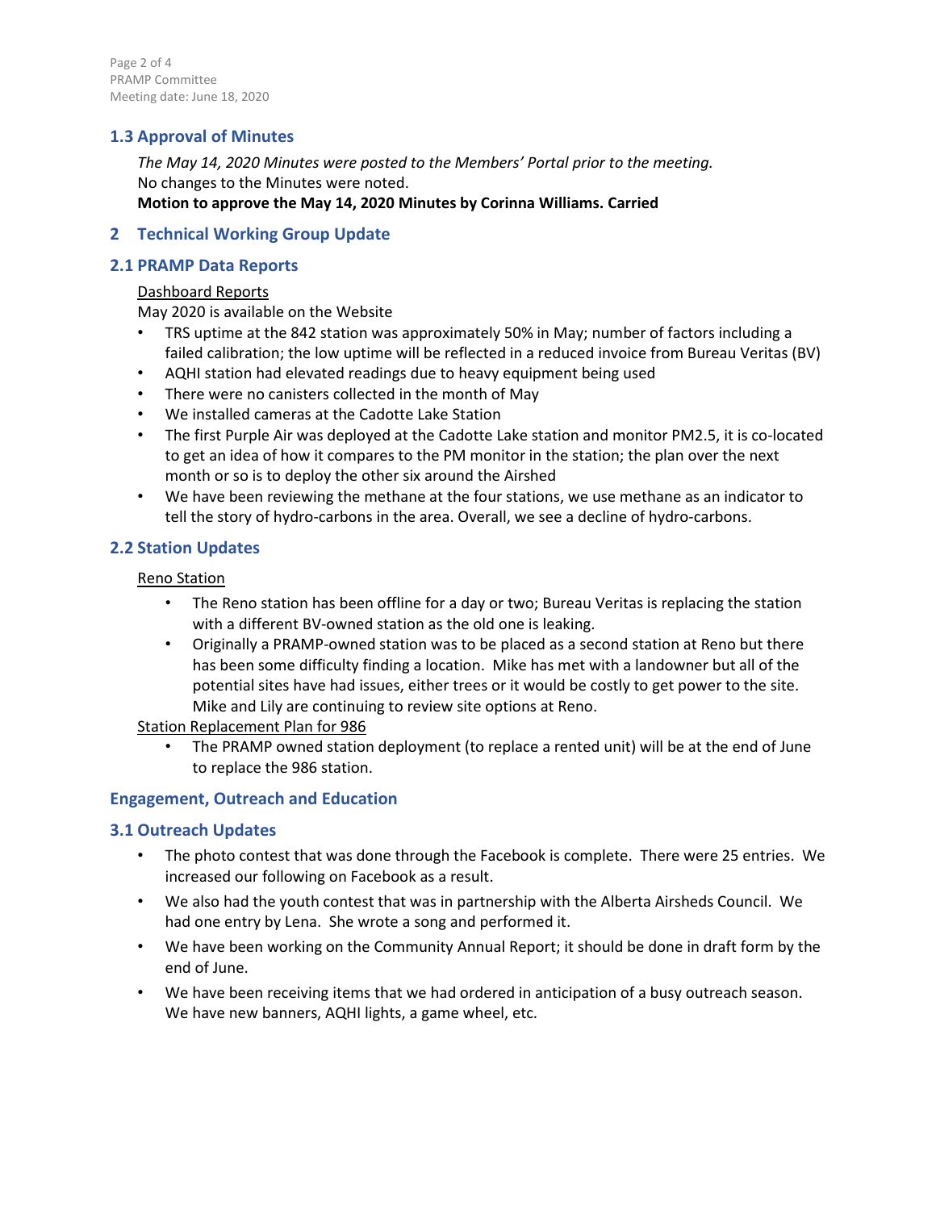## 1.3 Approval of Minutes

*The May 14, 2020 Minutes were posted to the Members' Portal prior to the meeting.*
No changes to the Minutes were noted.
**Motion to approve the May 14, 2020 Minutes by Corinna Williams. Carried**

# 2 Technical Working Group Update

## 2.1 PRAMP Data Reports

<u>Dashboard Reports</u>
May 2020 is available on the Website

- TRS uptime at the 842 station was approximately 50% in May; number of factors including a failed calibration; the low uptime will be reflected in a reduced invoice from Bureau Veritas (BV)
- AQHI station had elevated readings due to heavy equipment being used
- There were no canisters collected in the month of May
- We installed cameras at the Cadotte Lake Station
- The first Purple Air was deployed at the Cadotte Lake station and monitor PM2.5, it is co-located to get an idea of how it compares to the PM monitor in the station; the plan over the next month or so is to deploy the other six around the Airshed
- We have been reviewing the methane at the four stations, we use methane as an indicator to tell the story of hydro-carbons in the area. Overall, we see a decline of hydro-carbons.

## 2.2 Station Updates

<u>Reno Station</u>

- The Reno station has been offline for a day or two; Bureau Veritas is replacing the station with a different BV-owned station as the old one is leaking.
- Originally a PRAMP-owned station was to be placed as a second station at Reno but there has been some difficulty finding a location. Mike has met with a landowner but all of the potential sites have had issues, either trees or it would be costly to get power to the site. Mike and Lily are continuing to review site options at Reno.

<u>Station Replacement Plan for 986</u>

- The PRAMP owned station deployment (to replace a rented unit) will be at the end of June to replace the 986 station.

# Engagement, Outreach and Education

## 3.1 Outreach Updates

- The photo contest that was done through the Facebook is complete. There were 25 entries. We increased our following on Facebook as a result.
- We also had the youth contest that was in partnership with the Alberta Airsheds Council. We had one entry by Lena. She wrote a song and performed it.
- We have been working on the Community Annual Report; it should be done in draft form by the end of June.
- We have been receiving items that we had ordered in anticipation of a busy outreach season. We have new banners, AQHI lights, a game wheel, etc.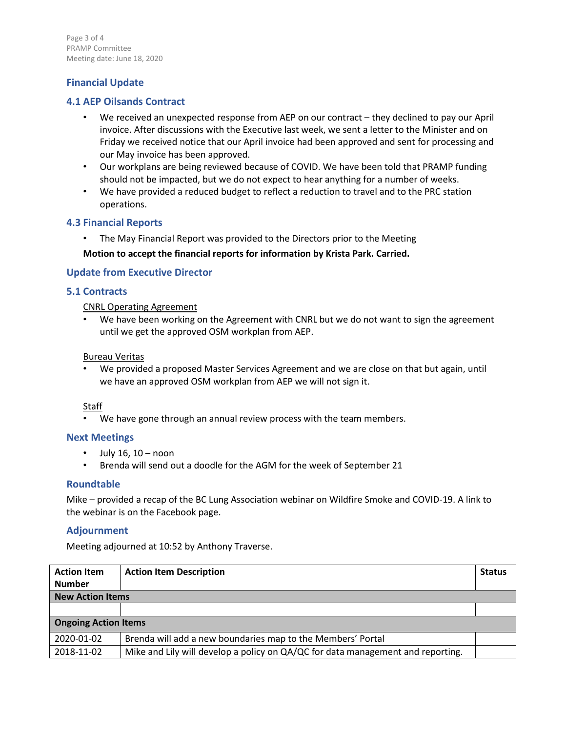## Financial Update

### 4.1 AEP Oilsands Contract

- We received an unexpected response from AEP on our contract – they declined to pay our April invoice. After discussions with the Executive last week, we sent a letter to the Minister and on Friday we received notice that our April invoice had been approved and sent for processing and our May invoice has been approved.
- Our workplans are being reviewed because of COVID. We have been told that PRAMP funding should not be impacted, but we do not expect to hear anything for a number of weeks.
- We have provided a reduced budget to reflect a reduction to travel and to the PRC station operations.

### 4.3 Financial Reports

- The May Financial Report was provided to the Directors prior to the Meeting

**Motion to accept the financial reports for information by Krista Park. Carried.**

## Update from Executive Director

### 5.1 Contracts

CNRL Operating Agreement

- We have been working on the Agreement with CNRL but we do not want to sign the agreement until we get the approved OSM workplan from AEP.

Bureau Veritas

- We provided a proposed Master Services Agreement and we are close on that but again, until we have an approved OSM workplan from AEP we will not sign it.

Staff

- We have gone through an annual review process with the team members.

## Next Meetings

- July 16, 10 – noon
- Brenda will send out a doodle for the AGM for the week of September 21

## Roundtable

Mike – provided a recap of the BC Lung Association webinar on Wildfire Smoke and COVID-19. A link to the webinar is on the Facebook page.

## Adjournment

Meeting adjourned at 10:52 by Anthony Traverse.

| Action Item Number | Action Item Description | Status |
|---|---|---|
| **New Action Items** | | |
| | | |
| **Ongoing Action Items** | | |
| 2020-01-02 | Brenda will add a new boundaries map to the Members' Portal | |
| 2018-11-02 | Mike and Lily will develop a policy on QA/QC for data management and reporting. | |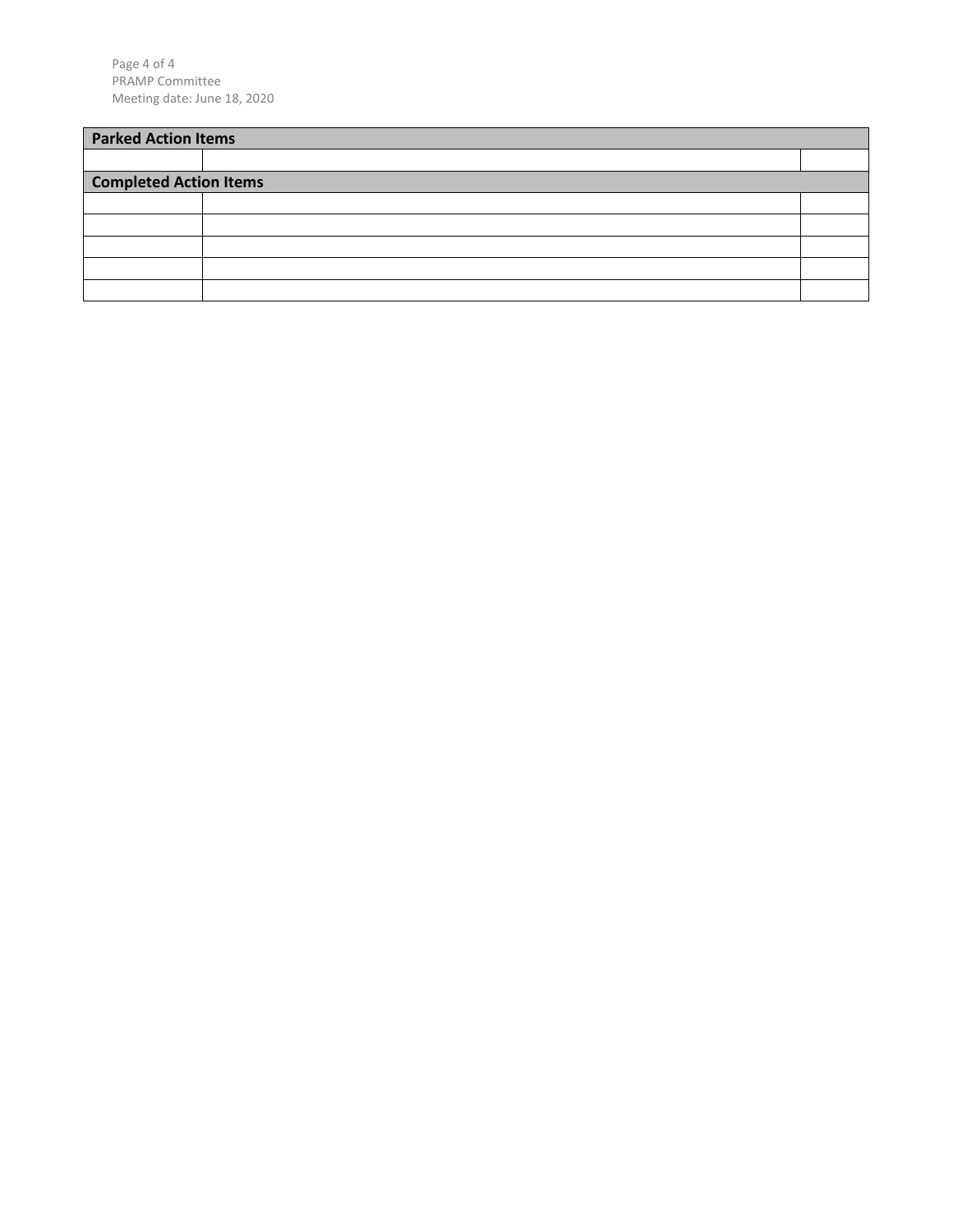| Parked Action Items | | |
|---|---|---|
| | | |
| **Completed Action Items** | | |
| | | |
| | | |
| | | |
| | | |
| | | |